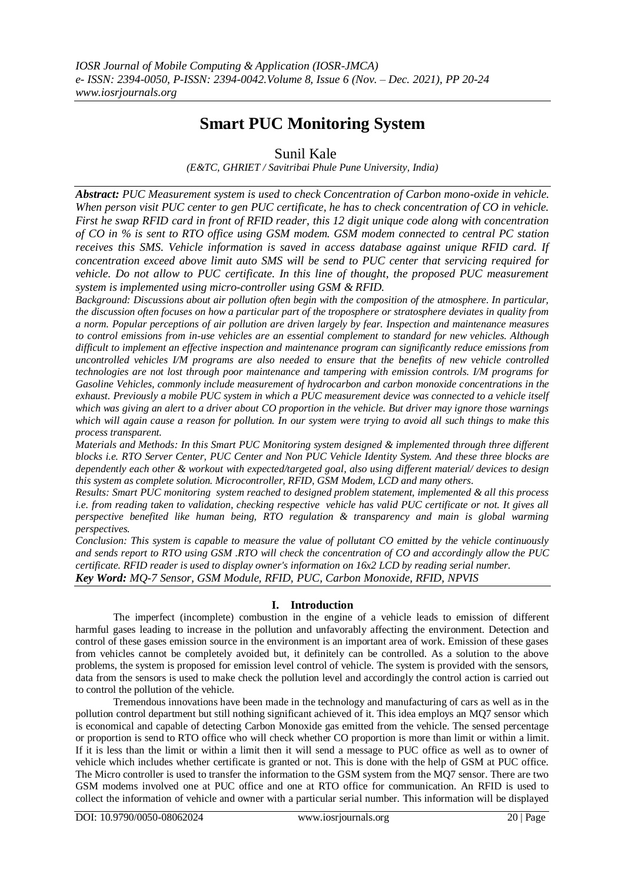# Smart PUC Monitoring System

Sunil Kale

*(E&TC, GHRIET / Savitribai Phule Pune University, India)*

***Abstract:*** *PUC Measurement system is used to check Concentration of Carbon mono-oxide in vehicle. When person visit PUC center to gen PUC certificate, he has to check concentration of CO in vehicle. First he swap RFID card in front of RFID reader, this 12 digit unique code along with concentration of CO in % is sent to RTO office using GSM modem. GSM modem connected to central PC station receives this SMS. Vehicle information is saved in access database against unique RFID card. If concentration exceed above limit auto SMS will be send to PUC center that servicing required for vehicle. Do not allow to PUC certificate. In this line of thought, the proposed PUC measurement system is implemented using micro-controller using GSM & RFID.*

*Background: Discussions about air pollution often begin with the composition of the atmosphere. In particular, the discussion often focuses on how a particular part of the troposphere or stratosphere deviates in quality from a norm. Popular perceptions of air pollution are driven largely by fear. Inspection and maintenance measures to control emissions from in-use vehicles are an essential complement to standard for new vehicles. Although difficult to implement an effective inspection and maintenance program can significantly reduce emissions from uncontrolled vehicles I/M programs are also needed to ensure that the benefits of new vehicle controlled technologies are not lost through poor maintenance and tampering with emission controls. I/M programs for Gasoline Vehicles, commonly include measurement of hydrocarbon and carbon monoxide concentrations in the exhaust. Previously a mobile PUC system in which a PUC measurement device was connected to a vehicle itself which was giving an alert to a driver about CO proportion in the vehicle. But driver may ignore those warnings which will again cause a reason for pollution. In our system were trying to avoid all such things to make this process transparent.*

*Materials and Methods: In this Smart PUC Monitoring system designed & implemented through three different blocks i.e. RTO Server Center, PUC Center and Non PUC Vehicle Identity System. And these three blocks are dependently each other & workout with expected/targeted goal, also using different material/ devices to design this system as complete solution. Microcontroller, RFID, GSM Modem, LCD and many others.*

*Results: Smart PUC monitoring system reached to designed problem statement, implemented & all this process i.e. from reading taken to validation, checking respective vehicle has valid PUC certificate or not. It gives all perspective benefited like human being, RTO regulation & transparency and main is global warming perspectives.*

*Conclusion: This system is capable to measure the value of pollutant CO emitted by the vehicle continuously and sends report to RTO using GSM .RTO will check the concentration of CO and accordingly allow the PUC certificate. RFID reader is used to display owner's information on 16x2 LCD by reading serial number.*

***Key Word:*** *MQ-7 Sensor, GSM Module, RFID, PUC, Carbon Monoxide, RFID, NPVIS*

## I. Introduction

The imperfect (incomplete) combustion in the engine of a vehicle leads to emission of different harmful gases leading to increase in the pollution and unfavorably affecting the environment. Detection and control of these gases emission source in the environment is an important area of work. Emission of these gases from vehicles cannot be completely avoided but, it definitely can be controlled. As a solution to the above problems, the system is proposed for emission level control of vehicle. The system is provided with the sensors, data from the sensors is used to make check the pollution level and accordingly the control action is carried out to control the pollution of the vehicle.

Tremendous innovations have been made in the technology and manufacturing of cars as well as in the pollution control department but still nothing significant achieved of it. This idea employs an MQ7 sensor which is economical and capable of detecting Carbon Monoxide gas emitted from the vehicle. The sensed percentage or proportion is send to RTO office who will check whether CO proportion is more than limit or within a limit. If it is less than the limit or within a limit then it will send a message to PUC office as well as to owner of vehicle which includes whether certificate is granted or not. This is done with the help of GSM at PUC office. The Micro controller is used to transfer the information to the GSM system from the MQ7 sensor. There are two GSM modems involved one at PUC office and one at RTO office for communication. An RFID is used to collect the information of vehicle and owner with a particular serial number. This information will be displayed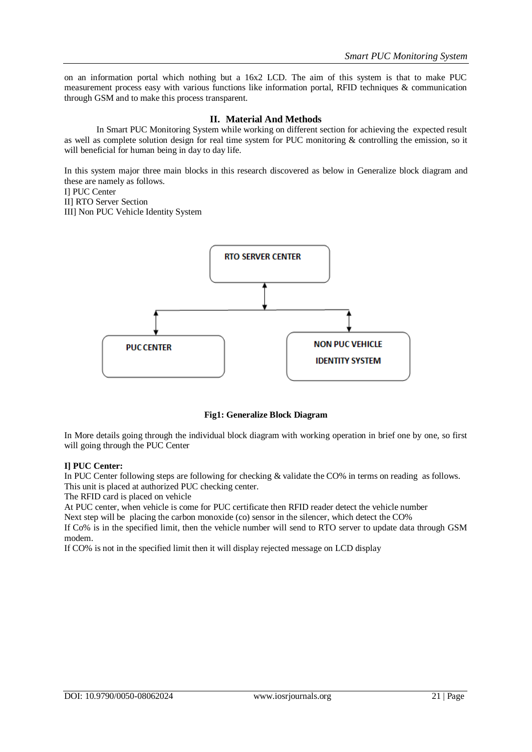on an information portal which nothing but a 16x2 LCD. The aim of this system is that to make PUC measurement process easy with various functions like information portal, RFID techniques & communication through GSM and to make this process transparent.

## II. Material And Methods

In Smart PUC Monitoring System while working on different section for achieving the expected result as well as complete solution design for real time system for PUC monitoring & controlling the emission, so it will beneficial for human being in day to day life.

In this system major three main blocks in this research discovered as below in Generalize block diagram and these are namely as follows.

I] PUC Center
II] RTO Server Section
III] Non PUC Vehicle Identity System

RTO SERVER CENTER

PUC CENTER

NON PUC VEHICLE IDENTITY SYSTEM

**Fig1: Generalize Block Diagram**

In More details going through the individual block diagram with working operation in brief one by one, so first will going through the PUC Center

**I] PUC Center:**

In PUC Center following steps are following for checking & validate the CO% in terms on reading as follows.
This unit is placed at authorized PUC checking center.
The RFID card is placed on vehicle
At PUC center, when vehicle is come for PUC certificate then RFID reader detect the vehicle number
Next step will be placing the carbon monoxide (co) sensor in the silencer, which detect the CO%
If Co% is in the specified limit, then the vehicle number will send to RTO server to update data through GSM modem.
If CO% is not in the specified limit then it will display rejected message on LCD display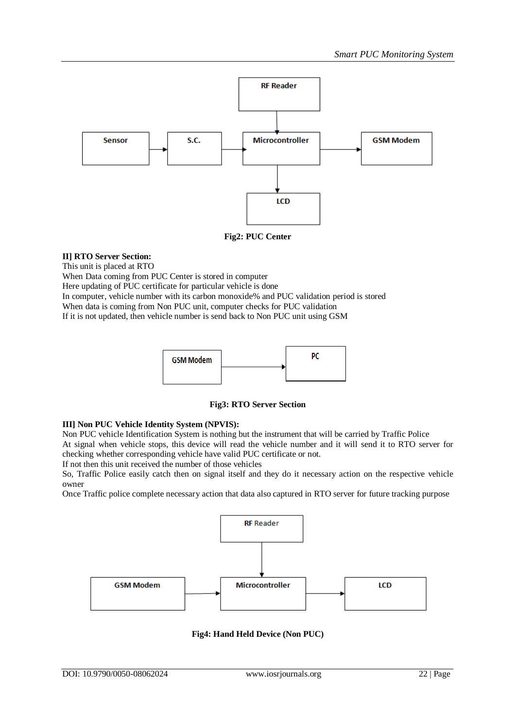Fig2: PUC Center

**II] RTO Server Section:**

This unit is placed at RTO
When Data coming from PUC Center is stored in computer
Here updating of PUC certificate for particular vehicle is done
In computer, vehicle number with its carbon monoxide% and PUC validation period is stored
When data is coming from Non PUC unit, computer checks for PUC validation
If it is not updated, then vehicle number is send back to Non PUC unit using GSM

Fig3: RTO Server Section

**III] Non PUC Vehicle Identity System (NPVIS):**

Non PUC vehicle Identification System is nothing but the instrument that will be carried by Traffic Police
At signal when vehicle stops, this device will read the vehicle number and it will send it to RTO server for checking whether corresponding vehicle have valid PUC certificate or not.
If not then this unit received the number of those vehicles
So, Traffic Police easily catch then on signal itself and they do it necessary action on the respective vehicle owner
Once Traffic police complete necessary action that data also captured in RTO server for future tracking purpose

Fig4: Hand Held Device (Non PUC)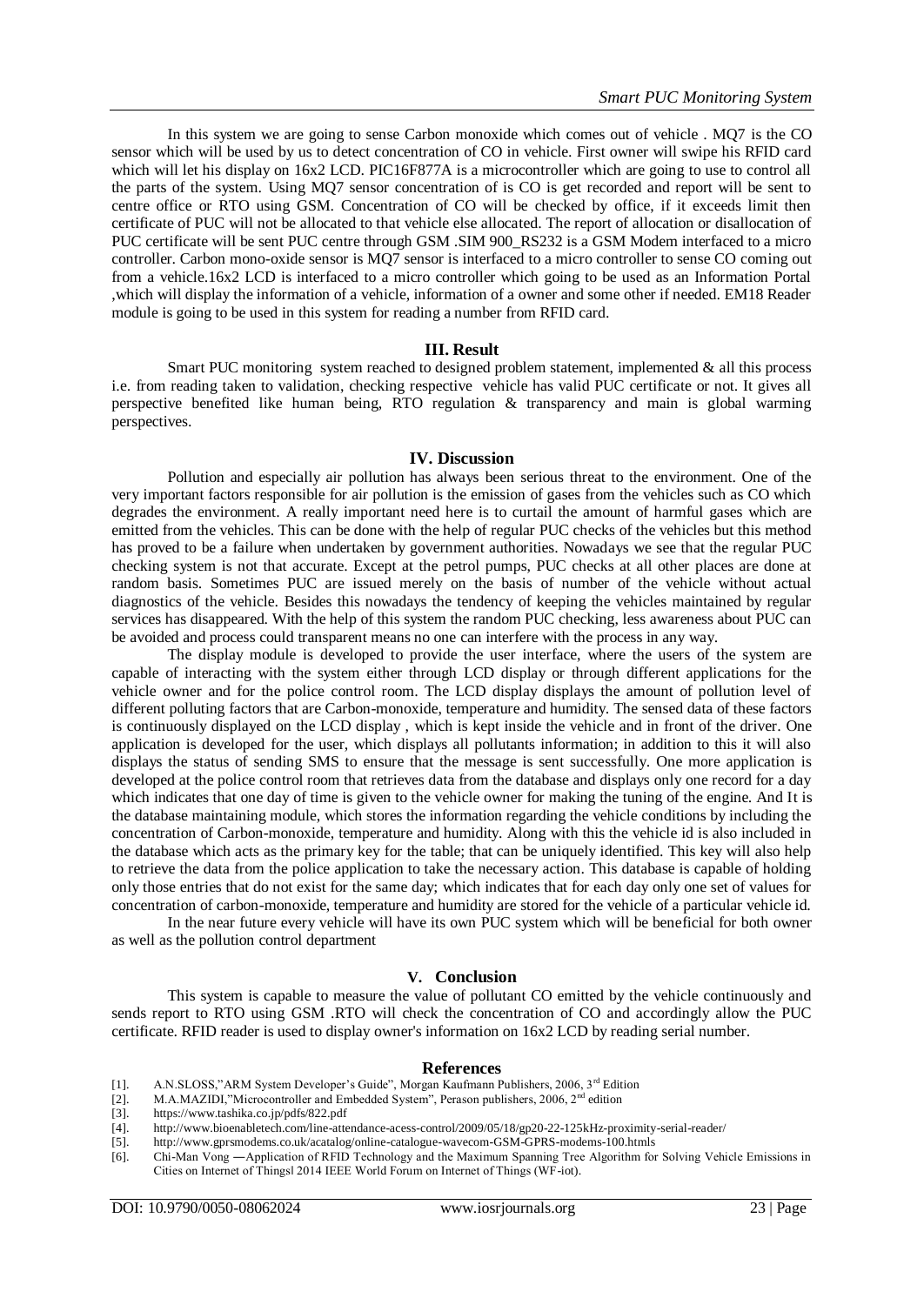In this system we are going to sense Carbon monoxide which comes out of vehicle . MQ7 is the CO sensor which will be used by us to detect concentration of CO in vehicle. First owner will swipe his RFID card which will let his display on 16x2 LCD. PIC16F877A is a microcontroller which are going to use to control all the parts of the system. Using MQ7 sensor concentration of is CO is get recorded and report will be sent to centre office or RTO using GSM. Concentration of CO will be checked by office, if it exceeds limit then certificate of PUC will not be allocated to that vehicle else allocated. The report of allocation or disallocation of PUC certificate will be sent PUC centre through GSM .SIM 900_RS232 is a GSM Modem interfaced to a micro controller. Carbon mono-oxide sensor is MQ7 sensor is interfaced to a micro controller to sense CO coming out from a vehicle.16x2 LCD is interfaced to a micro controller which going to be used as an Information Portal ,which will display the information of a vehicle, information of a owner and some other if needed. EM18 Reader module is going to be used in this system for reading a number from RFID card.

## III. Result

Smart PUC monitoring system reached to designed problem statement, implemented & all this process i.e. from reading taken to validation, checking respective vehicle has valid PUC certificate or not. It gives all perspective benefited like human being, RTO regulation & transparency and main is global warming perspectives.

## IV. Discussion

Pollution and especially air pollution has always been serious threat to the environment. One of the very important factors responsible for air pollution is the emission of gases from the vehicles such as CO which degrades the environment. A really important need here is to curtail the amount of harmful gases which are emitted from the vehicles. This can be done with the help of regular PUC checks of the vehicles but this method has proved to be a failure when undertaken by government authorities. Nowadays we see that the regular PUC checking system is not that accurate. Except at the petrol pumps, PUC checks at all other places are done at random basis. Sometimes PUC are issued merely on the basis of number of the vehicle without actual diagnostics of the vehicle. Besides this nowadays the tendency of keeping the vehicles maintained by regular services has disappeared. With the help of this system the random PUC checking, less awareness about PUC can be avoided and process could transparent means no one can interfere with the process in any way.

The display module is developed to provide the user interface, where the users of the system are capable of interacting with the system either through LCD display or through different applications for the vehicle owner and for the police control room. The LCD display displays the amount of pollution level of different polluting factors that are Carbon-monoxide, temperature and humidity. The sensed data of these factors is continuously displayed on the LCD display , which is kept inside the vehicle and in front of the driver. One application is developed for the user, which displays all pollutants information; in addition to this it will also displays the status of sending SMS to ensure that the message is sent successfully. One more application is developed at the police control room that retrieves data from the database and displays only one record for a day which indicates that one day of time is given to the vehicle owner for making the tuning of the engine. And It is the database maintaining module, which stores the information regarding the vehicle conditions by including the concentration of Carbon-monoxide, temperature and humidity. Along with this the vehicle id is also included in the database which acts as the primary key for the table; that can be uniquely identified. This key will also help to retrieve the data from the police application to take the necessary action. This database is capable of holding only those entries that do not exist for the same day; which indicates that for each day only one set of values for concentration of carbon-monoxide, temperature and humidity are stored for the vehicle of a particular vehicle id.

In the near future every vehicle will have its own PUC system which will be beneficial for both owner as well as the pollution control department

## V. Conclusion

This system is capable to measure the value of pollutant CO emitted by the vehicle continuously and sends report to RTO using GSM .RTO will check the concentration of CO and accordingly allow the PUC certificate. RFID reader is used to display owner's information on 16x2 LCD by reading serial number.

## References

[1]. A.N.SLOSS,"ARM System Developer's Guide", Morgan Kaufmann Publishers, 2006, 3rd Edition
[2]. M.A.MAZIDI,"Microcontroller and Embedded System", Perason publishers, 2006, 2nd edition
[3]. https://www.tashika.co.jp/pdfs/822.pdf
[4]. http://www.bioenabletech.com/line-attendance-acess-control/2009/05/18/gp20-22-125kHz-proximity-serial-reader/
[5]. http://www.gprsmodems.co.uk/acatalog/online-catalogue-wavecom-GSM-GPRS-modems-100.htmls
[6]. Chi-Man Vong ―Application of RFID Technology and the Maximum Spanning Tree Algorithm for Solving Vehicle Emissions in Cities on Internet of Things‖ 2014 IEEE World Forum on Internet of Things (WF-iot).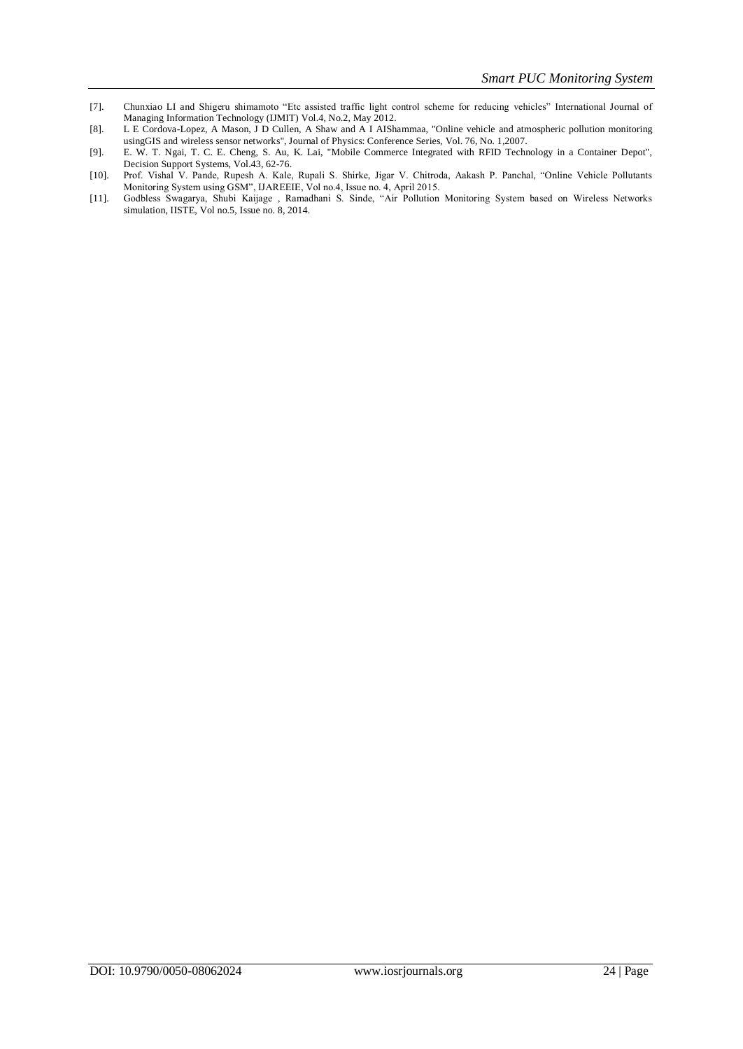[7]. Chunxiao LI and Shigeru shimamoto "Etc assisted traffic light control scheme for reducing vehicles" International Journal of Managing Information Technology (IJMIT) Vol.4, No.2, May 2012.

[8]. L E Cordova-Lopez, A Mason, J D Cullen, A Shaw and A I AIShammaa, "Online vehicle and atmospheric pollution monitoring usingGIS and wireless sensor networks", Journal of Physics: Conference Series, Vol. 76, No. 1,2007.

[9]. E. W. T. Ngai, T. C. E. Cheng, S. Au, K. Lai, "Mobile Commerce Integrated with RFID Technology in a Container Depot", Decision Support Systems, Vol.43, 62-76.

[10]. Prof. Vishal V. Pande, Rupesh A. Kale, Rupali S. Shirke, Jigar V. Chitroda, Aakash P. Panchal, "Online Vehicle Pollutants Monitoring System using GSM", IJAREEIE, Vol no.4, Issue no. 4, April 2015.

[11]. Godbless Swagarya, Shubi Kaijage , Ramadhani S. Sinde, "Air Pollution Monitoring System based on Wireless Networks simulation, IISTE, Vol no.5, Issue no. 8, 2014.